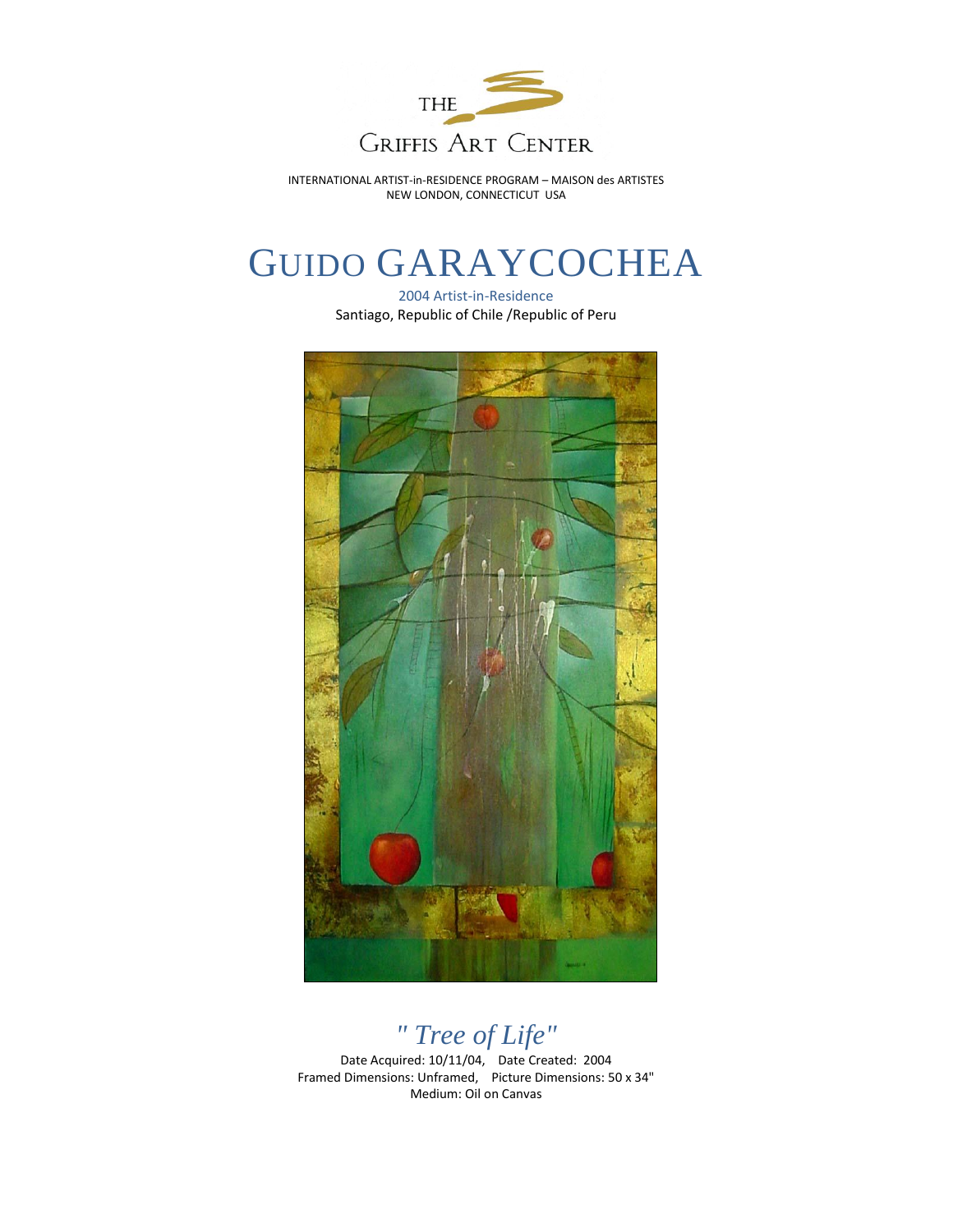THE

Griffis Art Center

INTERNATIONAL ARTIST-in-RESIDENCE PROGRAM – MAISON des ARTISTES
NEW LONDON, CONNECTICUT USA

# GUIDO GARAYCOCHEA

2004 Artist-in-Residence

Santiago, Republic of Chile /Republic of Peru

## *" Tree of Life"*

Date Acquired: 10/11/04, Date Created: 2004
Framed Dimensions: Unframed, Picture Dimensions: 50 x 34"
Medium: Oil on Canvas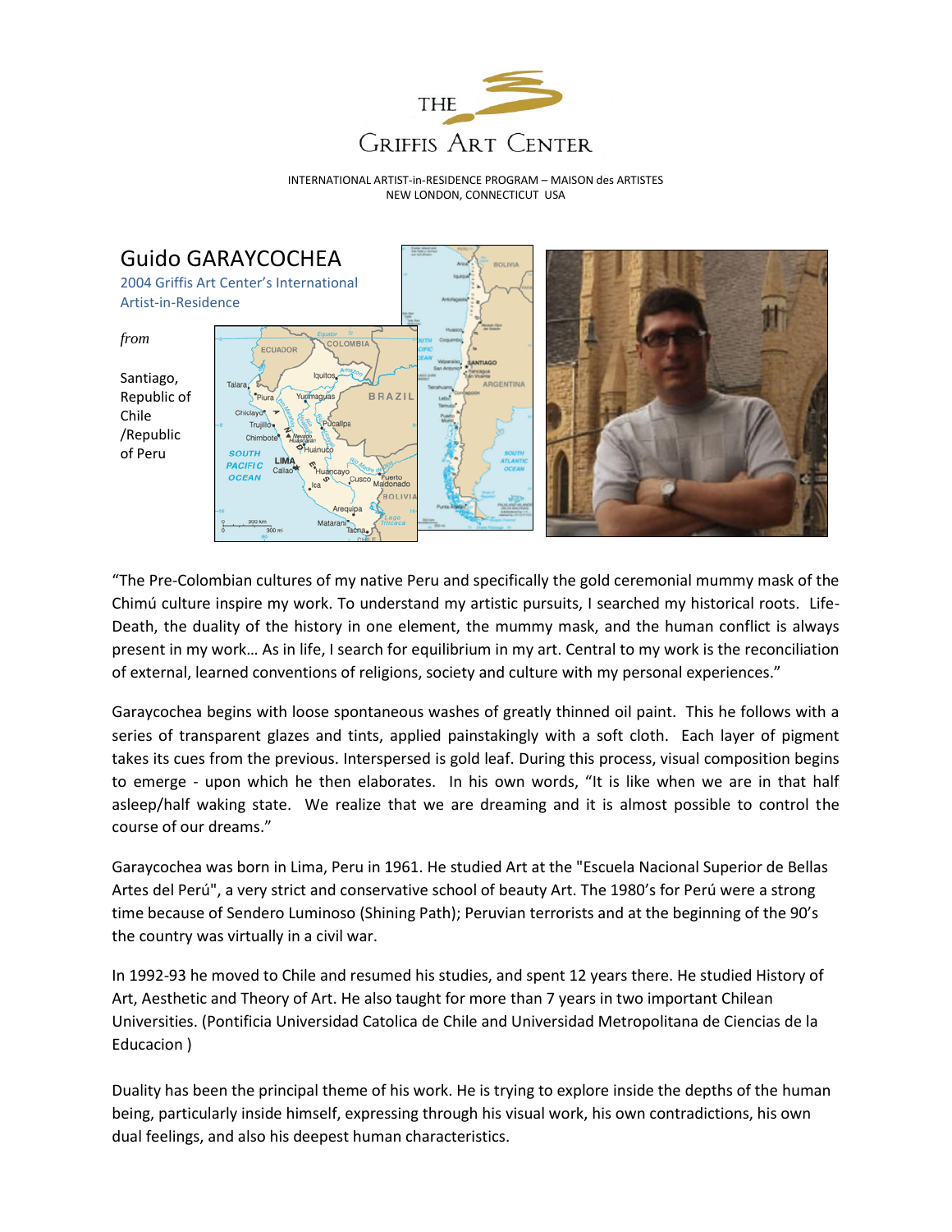THE

GRIFFIS ART CENTER

INTERNATIONAL ARTIST-in-RESIDENCE PROGRAM – MAISON des ARTISTES
NEW LONDON, CONNECTICUT USA

# Guido GARAYCOCHEA

2004 Griffis Art Center's International Artist-in-Residence

*from*

Santiago, Republic of Chile /Republic of Peru

"The Pre-Colombian cultures of my native Peru and specifically the gold ceremonial mummy mask of the Chimú culture inspire my work. To understand my artistic pursuits, I searched my historical roots. Life-Death, the duality of the history in one element, the mummy mask, and the human conflict is always present in my work… As in life, I search for equilibrium in my art. Central to my work is the reconciliation of external, learned conventions of religions, society and culture with my personal experiences."

Garaycochea begins with loose spontaneous washes of greatly thinned oil paint. This he follows with a series of transparent glazes and tints, applied painstakingly with a soft cloth. Each layer of pigment takes its cues from the previous. Interspersed is gold leaf. During this process, visual composition begins to emerge - upon which he then elaborates. In his own words, "It is like when we are in that half asleep/half waking state. We realize that we are dreaming and it is almost possible to control the course of our dreams."

Garaycochea was born in Lima, Peru in 1961. He studied Art at the "Escuela Nacional Superior de Bellas Artes del Perú", a very strict and conservative school of beauty Art. The 1980's for Perú were a strong time because of Sendero Luminoso (Shining Path); Peruvian terrorists and at the beginning of the 90's the country was virtually in a civil war.

In 1992-93 he moved to Chile and resumed his studies, and spent 12 years there. He studied History of Art, Aesthetic and Theory of Art. He also taught for more than 7 years in two important Chilean Universities. (Pontificia Universidad Catolica de Chile and Universidad Metropolitana de Ciencias de la Educacion )

Duality has been the principal theme of his work. He is trying to explore inside the depths of the human being, particularly inside himself, expressing through his visual work, his own contradictions, his own dual feelings, and also his deepest human characteristics.